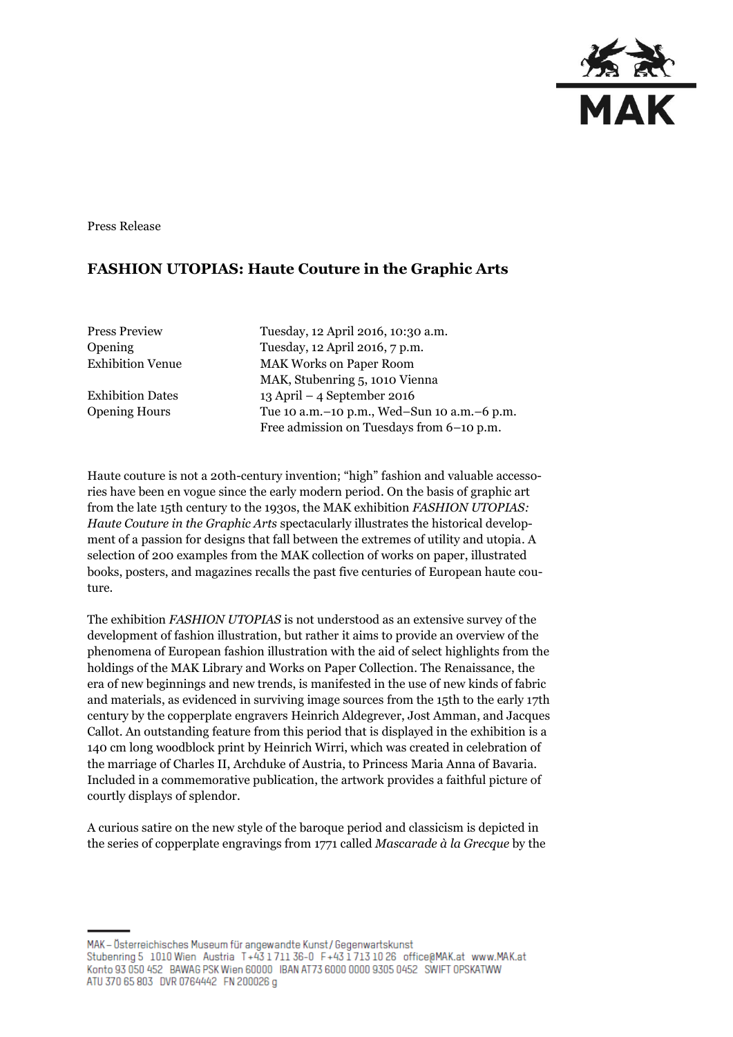Press Release

# FASHION UTOPIAS: Haute Couture in the Graphic Arts

| | |
|---|---|
| Press Preview | Tuesday, 12 April 2016, 10:30 a.m. |
| Opening | Tuesday, 12 April 2016, 7 p.m. |
| Exhibition Venue | MAK Works on Paper Room<br>MAK, Stubenring 5, 1010 Vienna |
| Exhibition Dates | 13 April – 4 September 2016 |
| Opening Hours | Tue 10 a.m.–10 p.m., Wed–Sun 10 a.m.–6 p.m.<br>Free admission on Tuesdays from 6–10 p.m. |

Haute couture is not a 20th-century invention; "high" fashion and valuable accessories have been en vogue since the early modern period. On the basis of graphic art from the late 15th century to the 1930s, the MAK exhibition *FASHION UTOPIAS: Haute Couture in the Graphic Arts* spectacularly illustrates the historical development of a passion for designs that fall between the extremes of utility and utopia. A selection of 200 examples from the MAK collection of works on paper, illustrated books, posters, and magazines recalls the past five centuries of European haute couture.

The exhibition *FASHION UTOPIAS* is not understood as an extensive survey of the development of fashion illustration, but rather it aims to provide an overview of the phenomena of European fashion illustration with the aid of select highlights from the holdings of the MAK Library and Works on Paper Collection. The Renaissance, the era of new beginnings and new trends, is manifested in the use of new kinds of fabric and materials, as evidenced in surviving image sources from the 15th to the early 17th century by the copperplate engravers Heinrich Aldegrever, Jost Amman, and Jacques Callot. An outstanding feature from this period that is displayed in the exhibition is a 140 cm long woodblock print by Heinrich Wirri, which was created in celebration of the marriage of Charles II, Archduke of Austria, to Princess Maria Anna of Bavaria. Included in a commemorative publication, the artwork provides a faithful picture of courtly displays of splendor.

A curious satire on the new style of the baroque period and classicism is depicted in the series of copperplate engravings from 1771 called *Mascarade à la Grecque* by the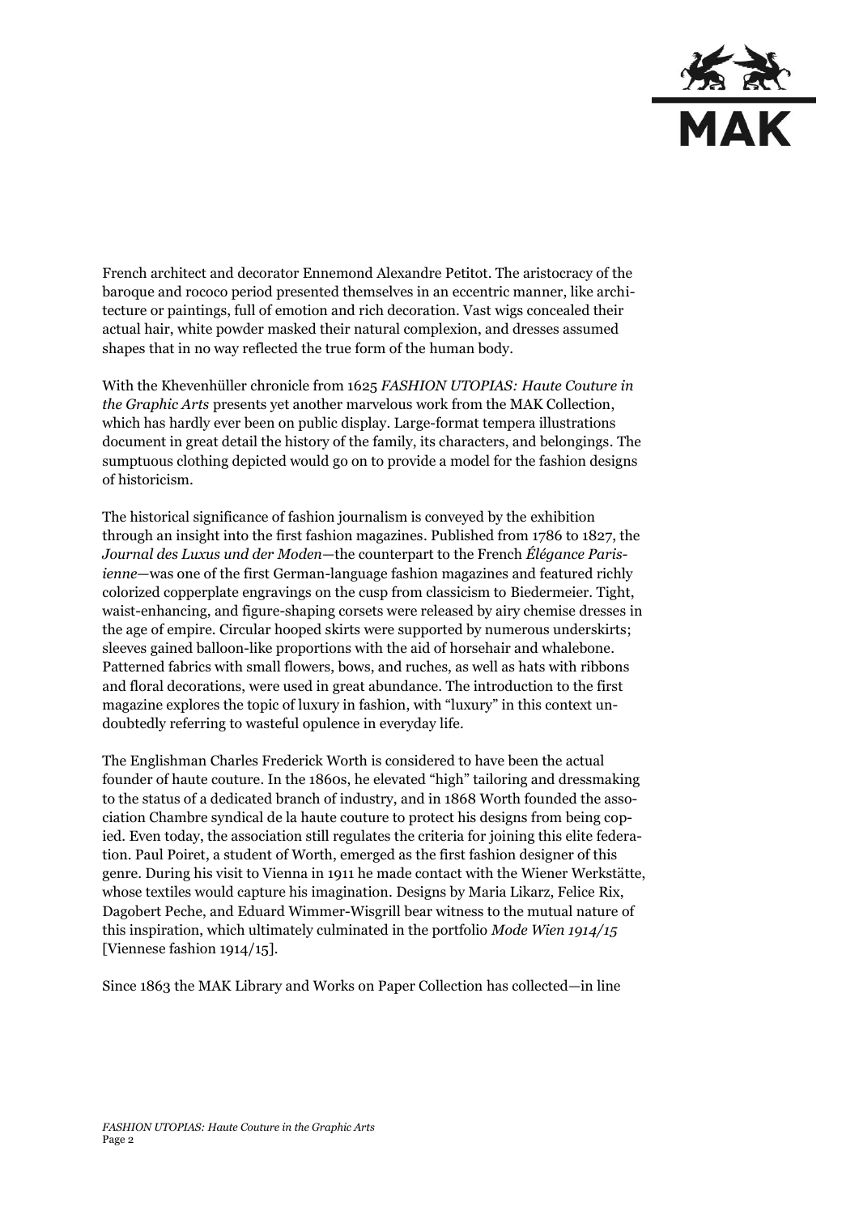French architect and decorator Ennemond Alexandre Petitot. The aristocracy of the baroque and rococo period presented themselves in an eccentric manner, like architecture or paintings, full of emotion and rich decoration. Vast wigs concealed their actual hair, white powder masked their natural complexion, and dresses assumed shapes that in no way reflected the true form of the human body.

With the Khevenhüller chronicle from 1625 *FASHION UTOPIAS: Haute Couture in the Graphic Arts* presents yet another marvelous work from the MAK Collection, which has hardly ever been on public display. Large-format tempera illustrations document in great detail the history of the family, its characters, and belongings. The sumptuous clothing depicted would go on to provide a model for the fashion designs of historicism.

The historical significance of fashion journalism is conveyed by the exhibition through an insight into the first fashion magazines. Published from 1786 to 1827, the *Journal des Luxus und der Moden*—the counterpart to the French *Élégance Parisienne*—was one of the first German-language fashion magazines and featured richly colorized copperplate engravings on the cusp from classicism to Biedermeier. Tight, waist-enhancing, and figure-shaping corsets were released by airy chemise dresses in the age of empire. Circular hooped skirts were supported by numerous underskirts; sleeves gained balloon-like proportions with the aid of horsehair and whalebone. Patterned fabrics with small flowers, bows, and ruches, as well as hats with ribbons and floral decorations, were used in great abundance. The introduction to the first magazine explores the topic of luxury in fashion, with "luxury" in this context undoubtedly referring to wasteful opulence in everyday life.

The Englishman Charles Frederick Worth is considered to have been the actual founder of haute couture. In the 1860s, he elevated "high" tailoring and dressmaking to the status of a dedicated branch of industry, and in 1868 Worth founded the association Chambre syndical de la haute couture to protect his designs from being copied. Even today, the association still regulates the criteria for joining this elite federation. Paul Poiret, a student of Worth, emerged as the first fashion designer of this genre. During his visit to Vienna in 1911 he made contact with the Wiener Werkstätte, whose textiles would capture his imagination. Designs by Maria Likarz, Felice Rix, Dagobert Peche, and Eduard Wimmer-Wisgrill bear witness to the mutual nature of this inspiration, which ultimately culminated in the portfolio *Mode Wien 1914/15* [Viennese fashion 1914/15].

Since 1863 the MAK Library and Works on Paper Collection has collected—in line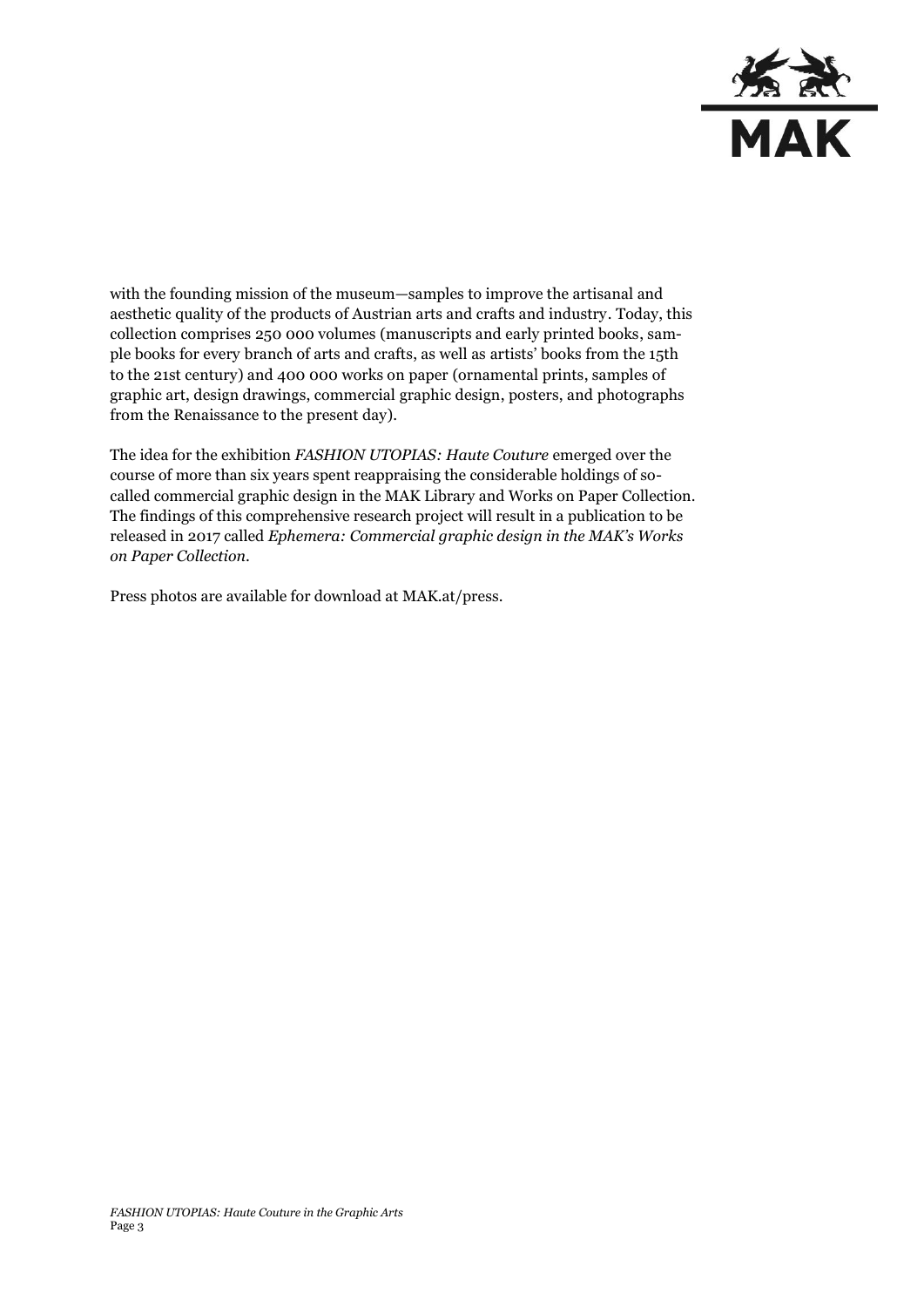with the founding mission of the museum—samples to improve the artisanal and aesthetic quality of the products of Austrian arts and crafts and industry. Today, this collection comprises 250 000 volumes (manuscripts and early printed books, sample books for every branch of arts and crafts, as well as artists' books from the 15th to the 21st century) and 400 000 works on paper (ornamental prints, samples of graphic art, design drawings, commercial graphic design, posters, and photographs from the Renaissance to the present day).

The idea for the exhibition *FASHION UTOPIAS: Haute Couture* emerged over the course of more than six years spent reappraising the considerable holdings of so-called commercial graphic design in the MAK Library and Works on Paper Collection. The findings of this comprehensive research project will result in a publication to be released in 2017 called *Ephemera: Commercial graphic design in the MAK's Works on Paper Collection*.

Press photos are available for download at MAK.at/press.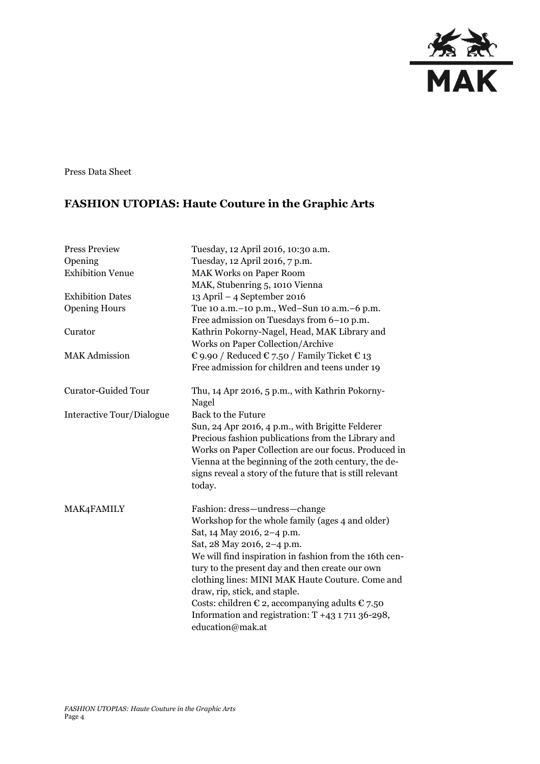Press Data Sheet

## FASHION UTOPIAS: Haute Couture in the Graphic Arts

| | |
|---|---|
| Press Preview | Tuesday, 12 April 2016, 10:30 a.m. |
| Opening | Tuesday, 12 April 2016, 7 p.m. |
| Exhibition Venue | MAK Works on Paper Room<br>MAK, Stubenring 5, 1010 Vienna |
| Exhibition Dates | 13 April – 4 September 2016 |
| Opening Hours | Tue 10 a.m.–10 p.m., Wed–Sun 10 a.m.–6 p.m.<br>Free admission on Tuesdays from 6–10 p.m. |
| Curator | Kathrin Pokorny-Nagel, Head, MAK Library and Works on Paper Collection/Archive |
| MAK Admission | € 9.90 / Reduced € 7.50 / Family Ticket € 13<br>Free admission for children and teens under 19 |
| Curator-Guided Tour | Thu, 14 Apr 2016, 5 p.m., with Kathrin Pokorny-Nagel |
| Interactive Tour/Dialogue | Back to the Future<br>Sun, 24 Apr 2016, 4 p.m., with Brigitte Felderer<br>Precious fashion publications from the Library and Works on Paper Collection are our focus. Produced in Vienna at the beginning of the 20th century, the designs reveal a story of the future that is still relevant today. |
| MAK4FAMILY | Fashion: dress—undress—change<br>Workshop for the whole family (ages 4 and older)<br>Sat, 14 May 2016, 2–4 p.m.<br>Sat, 28 May 2016, 2–4 p.m.<br>We will find inspiration in fashion from the 16th century to the present day and then create our own clothing lines: MINI MAK Haute Couture. Come and draw, rip, stick, and staple.<br>Costs: children € 2, accompanying adults € 7.50<br>Information and registration: T +43 1 711 36-298, education@mak.at |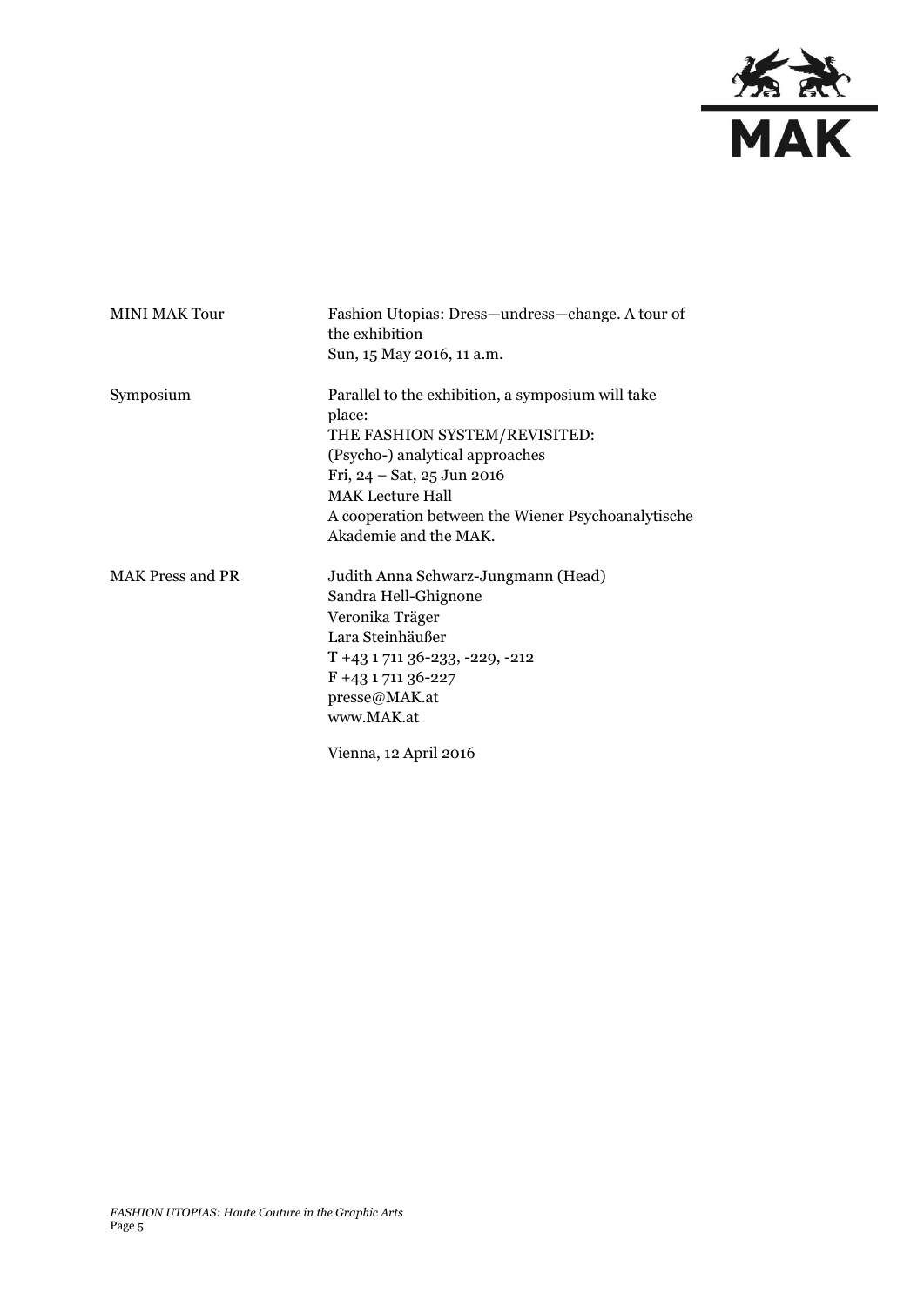| | |
|---|---|
| MINI MAK Tour | Fashion Utopias: Dress—undress—change. A tour of the exhibition<br>Sun, 15 May 2016, 11 a.m. |
| Symposium | Parallel to the exhibition, a symposium will take place:<br>THE FASHION SYSTEM/REVISITED:<br>(Psycho-) analytical approaches<br>Fri, 24 – Sat, 25 Jun 2016<br>MAK Lecture Hall<br>A cooperation between the Wiener Psychoanalytische Akademie and the MAK. |
| MAK Press and PR | Judith Anna Schwarz-Jungmann (Head)<br>Sandra Hell-Ghignone<br>Veronika Träger<br>Lara Steinhäußer<br>T +43 1 711 36-233, -229, -212<br>F +43 1 711 36-227<br>presse@MAK.at<br>www.MAK.at |
| | Vienna, 12 April 2016 |